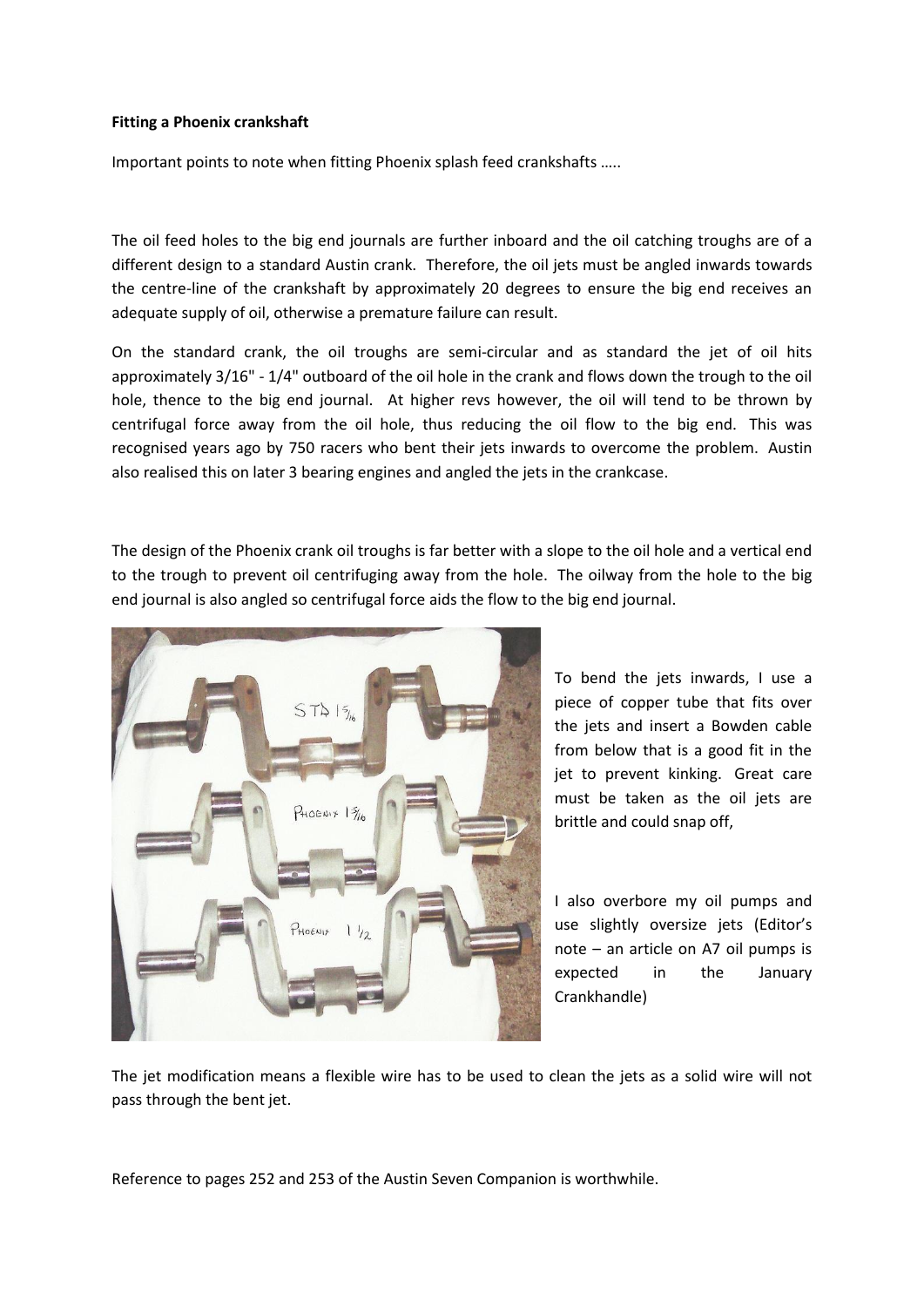**Fitting a Phoenix crankshaft**

Important points to note when fitting Phoenix splash feed crankshafts .....

The oil feed holes to the big end journals are further inboard and the oil catching troughs are of a different design to a standard Austin crank. Therefore, the oil jets must be angled inwards towards the centre-line of the crankshaft by approximately 20 degrees to ensure the big end receives an adequate supply of oil, otherwise a premature failure can result.

On the standard crank, the oil troughs are semi-circular and as standard the jet of oil hits approximately 3/16" - 1/4" outboard of the oil hole in the crank and flows down the trough to the oil hole, thence to the big end journal. At higher revs however, the oil will tend to be thrown by centrifugal force away from the oil hole, thus reducing the oil flow to the big end. This was recognised years ago by 750 racers who bent their jets inwards to overcome the problem. Austin also realised this on later 3 bearing engines and angled the jets in the crankcase.

The design of the Phoenix crank oil troughs is far better with a slope to the oil hole and a vertical end to the trough to prevent oil centrifuging away from the hole. The oilway from the hole to the big end journal is also angled so centrifugal force aids the flow to the big end journal.

To bend the jets inwards, I use a piece of copper tube that fits over the jets and insert a Bowden cable from below that is a good fit in the jet to prevent kinking. Great care must be taken as the oil jets are brittle and could snap off,

I also overbore my oil pumps and use slightly oversize jets (Editor's note – an article on A7 oil pumps is expected in the January Crankhandle)

The jet modification means a flexible wire has to be used to clean the jets as a solid wire will not pass through the bent jet.

Reference to pages 252 and 253 of the Austin Seven Companion is worthwhile.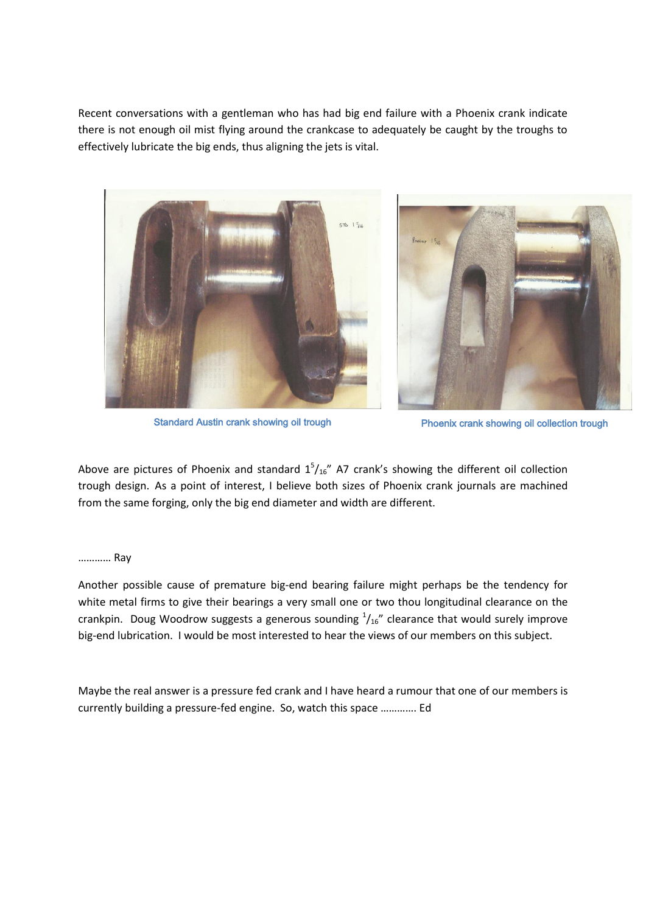Recent conversations with a gentleman who has had big end failure with a Phoenix crank indicate there is not enough oil mist flying around the crankcase to adequately be caught by the troughs to effectively lubricate the big ends, thus aligning the jets is vital.

Standard Austin crank showing oil trough

Phoenix crank showing oil collection trough

Above are pictures of Phoenix and standard $1^{5}/_{16}$" A7 crank's showing the different oil collection trough design. As a point of interest, I believe both sizes of Phoenix crank journals are machined from the same forging, only the big end diameter and width are different.

………… Ray

Another possible cause of premature big-end bearing failure might perhaps be the tendency for white metal firms to give their bearings a very small one or two thou longitudinal clearance on the crankpin. Doug Woodrow suggests a generous sounding $^{1}/_{16}$" clearance that would surely improve big-end lubrication. I would be most interested to hear the views of our members on this subject.

Maybe the real answer is a pressure fed crank and I have heard a rumour that one of our members is currently building a pressure-fed engine. So, watch this space ………… Ed